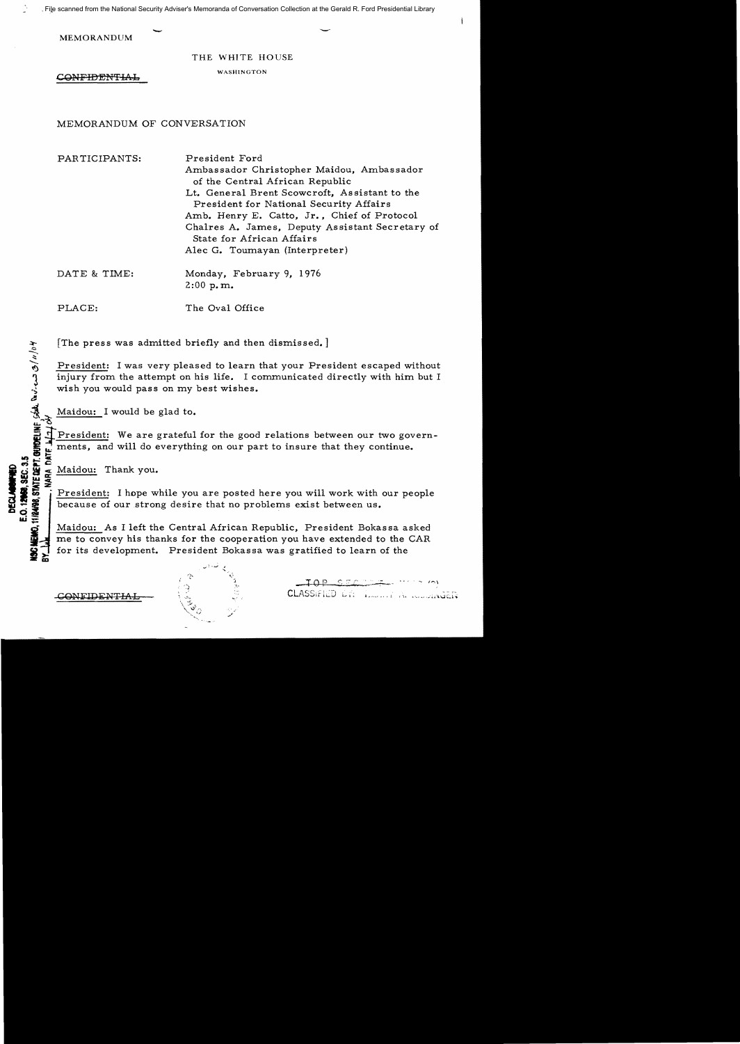MEMORANDUM

THE WHITE HOUSE

WASHINGTON

~~CONFIDENTIAL~~

MEMORANDUM OF CONVERSATION

PARTICIPANTS: President Ford
Ambassador Christopher Maidou, Ambassador of the Central African Republic
Lt. General Brent Scowcroft, Assistant to the President for National Security Affairs
Amb. Henry E. Catto, Jr., Chief of Protocol
Chalres A. James, Deputy Assistant Secretary of State for African Affairs
Alec G. Toumayan (Interpreter)

DATE & TIME: Monday, February 9, 1976
2:00 p.m.

PLACE: The Oval Office

[The press was admitted briefly and then dismissed.]

President: I was very pleased to learn that your President escaped without injury from the attempt on his life. I communicated directly with him but I wish you would pass on my best wishes.

Maidou: I would be glad to.

President: We are grateful for the good relations between our two governments, and will do everything on our part to insure that they continue.

Maidou: Thank you.

President: I hope while you are posted here you will work with our people because of our strong desire that no problems exist between us.

Maidou: As I left the Central African Republic, President Bokassa asked me to convey his thanks for the cooperation you have extended to the CAR for its development. President Bokassa was gratified to learn of the

~~CONFIDENTIAL~~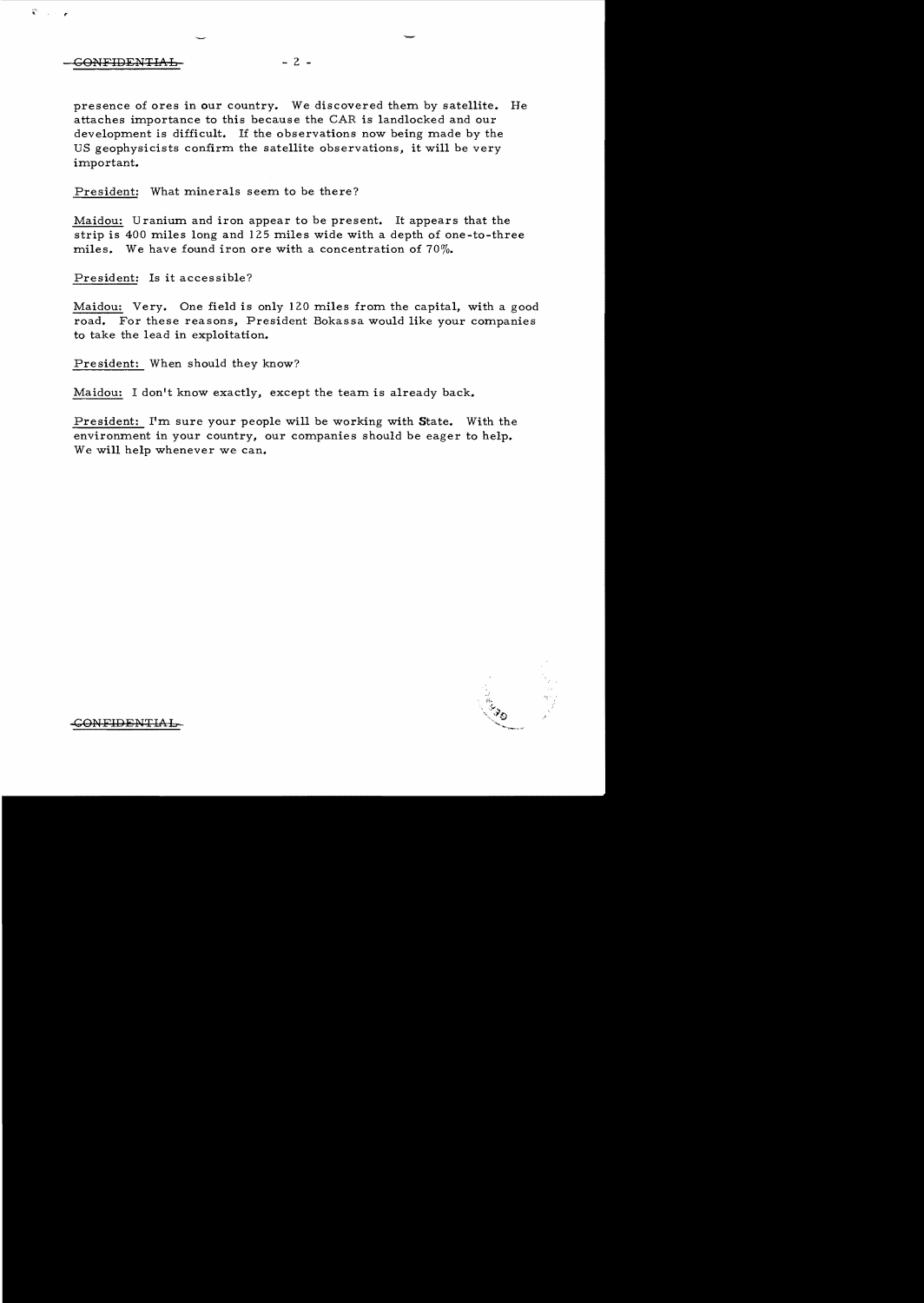presence of ores in our country. We discovered them by satellite. He attaches importance to this because the CAR is landlocked and our development is difficult. If the observations now being made by the US geophysicists confirm the satellite observations, it will be very important.

President: What minerals seem to be there?

Maidou: Uranium and iron appear to be present. It appears that the strip is 400 miles long and 125 miles wide with a depth of one-to-three miles. We have found iron ore with a concentration of 70%.

President: Is it accessible?

Maidou: Very. One field is only 120 miles from the capital, with a good road. For these reasons, President Bokassa would like your companies to take the lead in exploitation.

President: When should they know?

Maidou: I don't know exactly, except the team is already back.

President: I'm sure your people will be working with State. With the environment in your country, our companies should be eager to help. We will help whenever we can.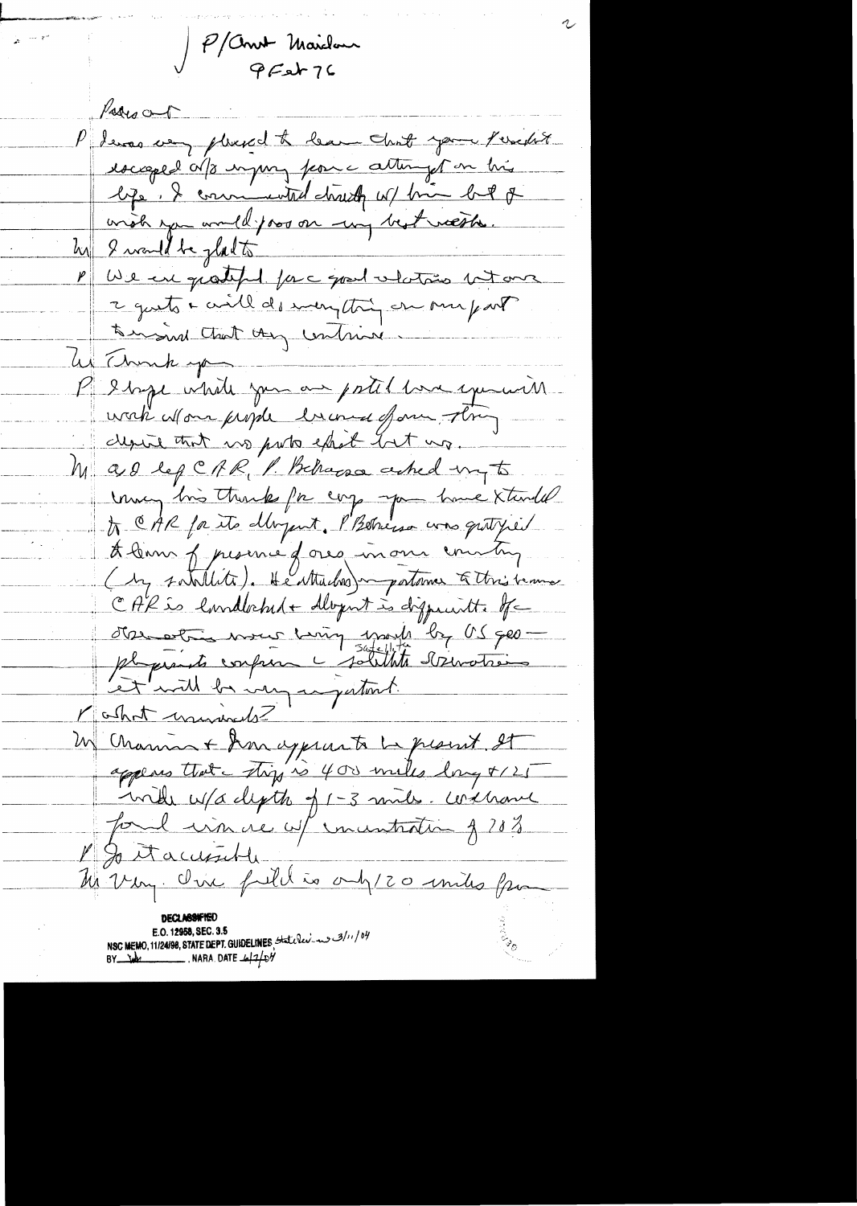P/Amb Maidan
9 Feb 76

President

P I was very pleased to learn that your President escaped w/o injury from attempt on his life. I communicated directly w/ him but I wish you would pass on my best wishes.

M I would be glad to

P We are grateful for good relations between 2 govts & will do everything on our part to insure that they continue.

M Thank you

P I hope while you are posted here you will work w/ our people because of our strong desire that we protect that we.

M As leg CAR, P. Bokassa asked me to convey his thanks for cup you have extended to CAR for its development. P Bokassa was gratified to learn of presence of ores in our country (by satellite). He attaches importance to this because CAR is landlocked & development is difficult. If observation now being made by US geophysicists confirm satellite observations it will be very important.

P What minerals?

M Uranium & Iron appear to be present. It appears that strip is 400 miles long & 125 wide w/a depth of 1-3 miles. We have found iron ore w/ concentration of 70%.

P Is it accessible

M Very. One field is only 120 miles from

DECLASSIFIED
E.O. 12958, SEC. 3.5
NSC MEMO, 11/24/98, STATE DEPT. GUIDELINES State Rev. 3/11/04
BY ___ NARA DATE 6/7/04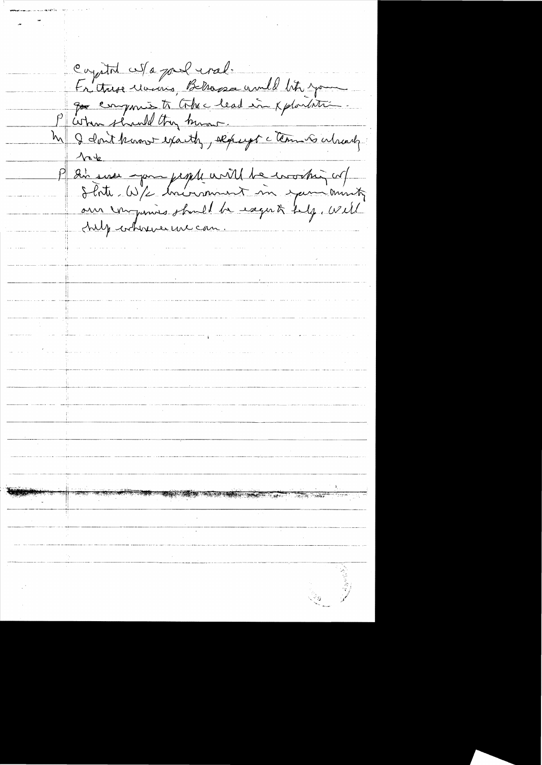Capital w/ a good road.

For those reasons, Betrassa would like your cos companies to take lead in exploitation.

P When should they know.

M I don't know exactly, except c terms already have.

P I'm sure your people will be working w/ State. W/c environment in your country our companies should be eager to help. Will help wherever we can.